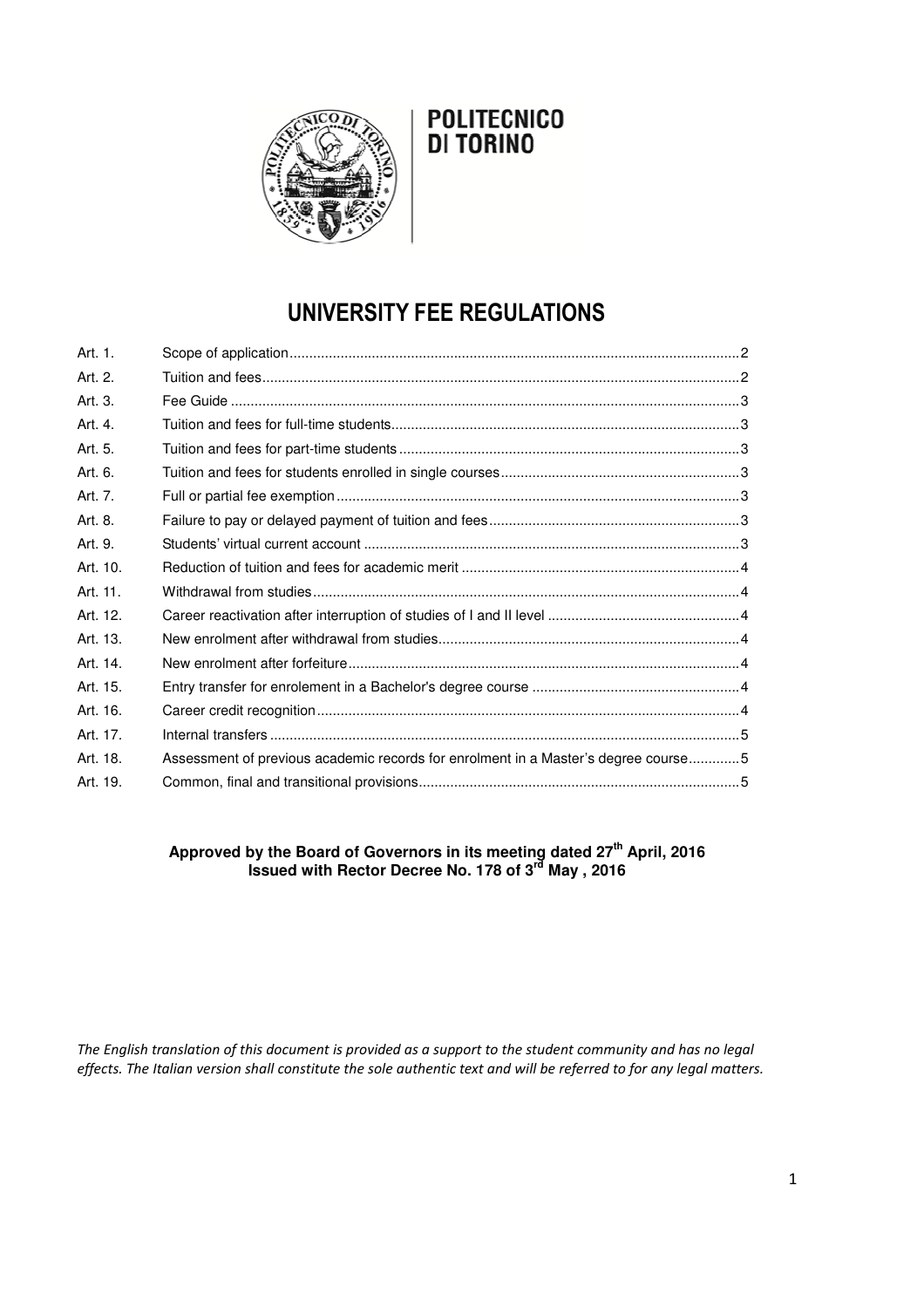POLITECNICO DI TORINO

# UNIVERSITY FEE REGULATIONS

| | | |
|---|---|---|
| Art. 1. | Scope of application | 2 |
| Art. 2. | Tuition and fees | 2 |
| Art. 3. | Fee Guide | 3 |
| Art. 4. | Tuition and fees for full-time students | 3 |
| Art. 5. | Tuition and fees for part-time students | 3 |
| Art. 6. | Tuition and fees for students enrolled in single courses | 3 |
| Art. 7. | Full or partial fee exemption | 3 |
| Art. 8. | Failure to pay or delayed payment of tuition and fees | 3 |
| Art. 9. | Students' virtual current account | 3 |
| Art. 10. | Reduction of tuition and fees for academic merit | 4 |
| Art. 11. | Withdrawal from studies | 4 |
| Art. 12. | Career reactivation after interruption of studies of I and II level | 4 |
| Art. 13. | New enrolment after withdrawal from studies | 4 |
| Art. 14. | New enrolment after forfeiture | 4 |
| Art. 15. | Entry transfer for enrolement in a Bachelor's degree course | 4 |
| Art. 16. | Career credit recognition | 4 |
| Art. 17. | Internal transfers | 5 |
| Art. 18. | Assessment of previous academic records for enrolment in a Master's degree course | 5 |
| Art. 19. | Common, final and transitional provisions | 5 |

**Approved by the Board of Governors in its meeting dated 27th April, 2016**
**Issued with Rector Decree No. 178 of 3rd May , 2016**

*The English translation of this document is provided as a support to the student community and has no legal effects. The Italian version shall constitute the sole authentic text and will be referred to for any legal matters.*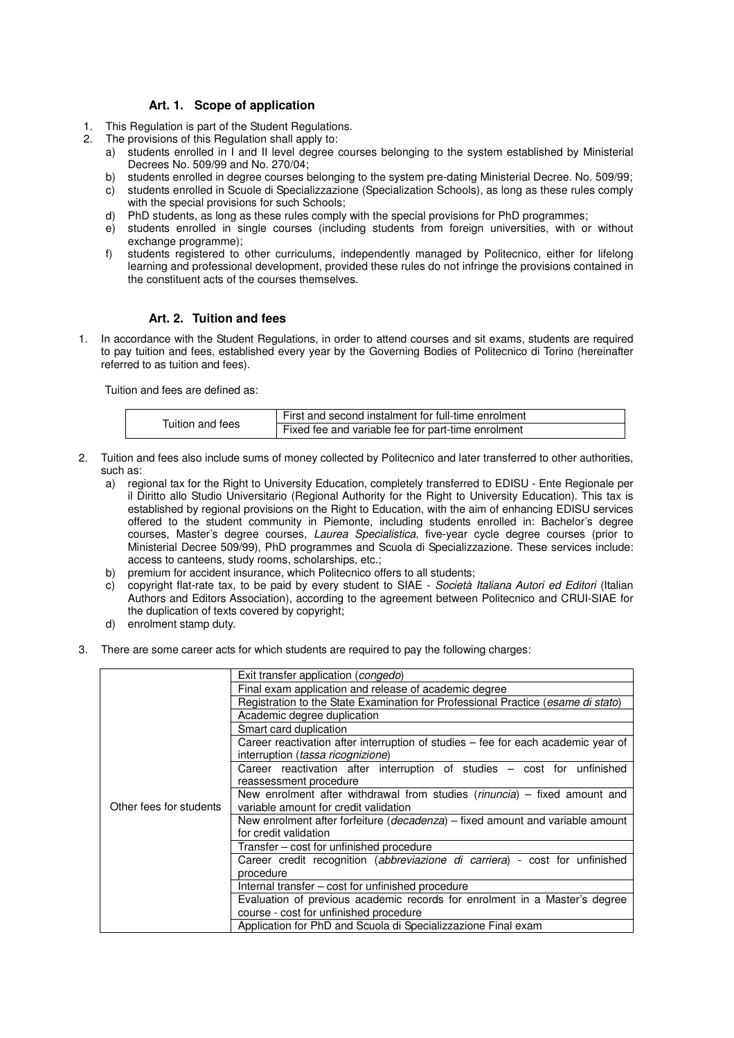### Art. 1. Scope of application

1. This Regulation is part of the Student Regulations.
2. The provisions of this Regulation shall apply to:
   a) students enrolled in I and II level degree courses belonging to the system established by Ministerial Decrees No. 509/99 and No. 270/04;
   b) students enrolled in degree courses belonging to the system pre-dating Ministerial Decree. No. 509/99;
   c) students enrolled in Scuole di Specializzazione (Specialization Schools), as long as these rules comply with the special provisions for such Schools;
   d) PhD students, as long as these rules comply with the special provisions for PhD programmes;
   e) students enrolled in single courses (including students from foreign universities, with or without exchange programme);
   f) students registered to other curriculums, independently managed by Politecnico, either for lifelong learning and professional development, provided these rules do not infringe the provisions contained in the constituent acts of the courses themselves.

### Art. 2. Tuition and fees

1. In accordance with the Student Regulations, in order to attend courses and sit exams, students are required to pay tuition and fees, established every year by the Governing Bodies of Politecnico di Torino (hereinafter referred to as tuition and fees).

   Tuition and fees are defined as:

| Tuition and fees | First and second instalment for full-time enrolment |
|---|---|
| | Fixed fee and variable fee for part-time enrolment |

2. Tuition and fees also include sums of money collected by Politecnico and later transferred to other authorities, such as:
   a) regional tax for the Right to University Education, completely transferred to EDISU - Ente Regionale per il Diritto allo Studio Universitario (Regional Authority for the Right to University Education). This tax is established by regional provisions on the Right to Education, with the aim of enhancing EDISU services offered to the student community in Piemonte, including students enrolled in: Bachelor's degree courses, Master's degree courses, *Laurea Specialistica*, five-year cycle degree courses (prior to Ministerial Decree 509/99), PhD programmes and Scuola di Specializzazione. These services include: access to canteens, study rooms, scholarships, etc.;
   b) premium for accident insurance, which Politecnico offers to all students;
   c) copyright flat-rate tax, to be paid by every student to SIAE - *Società Italiana Autori ed Editori* (Italian Authors and Editors Association), according to the agreement between Politecnico and CRUI-SIAE for the duplication of texts covered by copyright;
   d) enrolment stamp duty.

3. There are some career acts for which students are required to pay the following charges:

| Other fees for students | Exit transfer application (*congedo*) |
|---|---|
| | Final exam application and release of academic degree |
| | Registration to the State Examination for Professional Practice (*esame di stato*) |
| | Academic degree duplication |
| | Smart card duplication |
| | Career reactivation after interruption of studies – fee for each academic year of interruption (*tassa ricognizione*) |
| | Career reactivation after interruption of studies – cost for unfinished reassessment procedure |
| | New enrolment after withdrawal from studies (*rinuncia*) – fixed amount and variable amount for credit validation |
| | New enrolment after forfeiture (*decadenza*) – fixed amount and variable amount for credit validation |
| | Transfer – cost for unfinished procedure |
| | Career credit recognition (*abbreviazione di carriera*) - cost for unfinished procedure |
| | Internal transfer – cost for unfinished procedure |
| | Evaluation of previous academic records for enrolment in a Master's degree course - cost for unfinished procedure |
| | Application for PhD and Scuola di Specializzazione Final exam |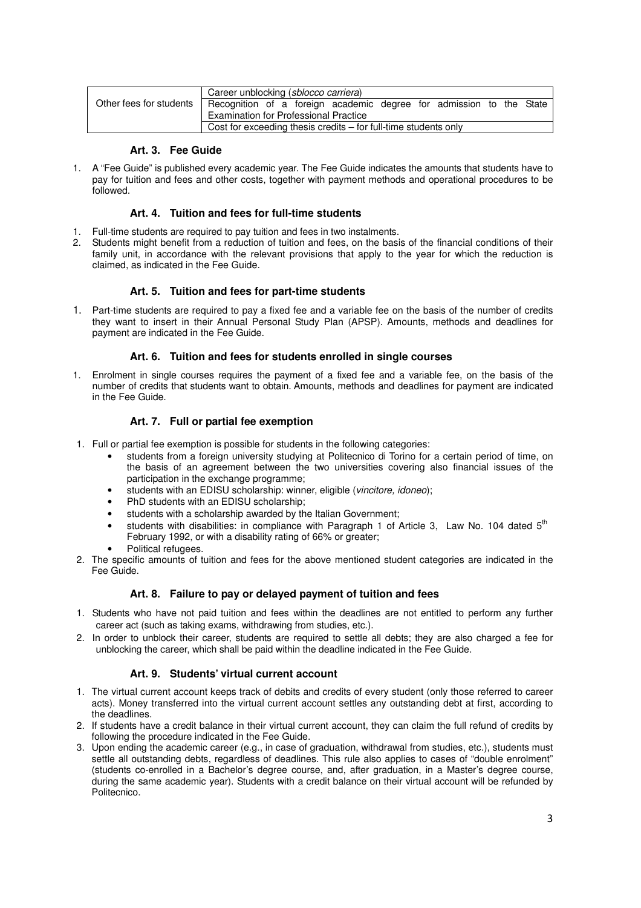| Other fees for students | Career unblocking (*sblocco carriera*) |
| --- | --- |
| | Recognition of a foreign academic degree for admission to the State Examination for Professional Practice |
| | Cost for exceeding thesis credits – for full-time students only |

### Art. 3. Fee Guide

1. A "Fee Guide" is published every academic year. The Fee Guide indicates the amounts that students have to pay for tuition and fees and other costs, together with payment methods and operational procedures to be followed.

### Art. 4. Tuition and fees for full-time students

1. Full-time students are required to pay tuition and fees in two instalments.
2. Students might benefit from a reduction of tuition and fees, on the basis of the financial conditions of their family unit, in accordance with the relevant provisions that apply to the year for which the reduction is claimed, as indicated in the Fee Guide.

### Art. 5. Tuition and fees for part-time students

1. Part-time students are required to pay a fixed fee and a variable fee on the basis of the number of credits they want to insert in their Annual Personal Study Plan (APSP). Amounts, methods and deadlines for payment are indicated in the Fee Guide.

### Art. 6. Tuition and fees for students enrolled in single courses

1. Enrolment in single courses requires the payment of a fixed fee and a variable fee, on the basis of the number of credits that students want to obtain. Amounts, methods and deadlines for payment are indicated in the Fee Guide.

### Art. 7. Full or partial fee exemption

1. Full or partial fee exemption is possible for students in the following categories:
   - students from a foreign university studying at Politecnico di Torino for a certain period of time, on the basis of an agreement between the two universities covering also financial issues of the participation in the exchange programme;
   - students with an EDISU scholarship: winner, eligible (*vincitore, idoneo*);
   - PhD students with an EDISU scholarship;
   - students with a scholarship awarded by the Italian Government;
   - students with disabilities: in compliance with Paragraph 1 of Article 3, Law No. 104 dated 5th February 1992, or with a disability rating of 66% or greater;
   - Political refugees.
2. The specific amounts of tuition and fees for the above mentioned student categories are indicated in the Fee Guide.

### Art. 8. Failure to pay or delayed payment of tuition and fees

1. Students who have not paid tuition and fees within the deadlines are not entitled to perform any further career act (such as taking exams, withdrawing from studies, etc.).
2. In order to unblock their career, students are required to settle all debts; they are also charged a fee for unblocking the career, which shall be paid within the deadline indicated in the Fee Guide.

### Art. 9. Students' virtual current account

1. The virtual current account keeps track of debits and credits of every student (only those referred to career acts). Money transferred into the virtual current account settles any outstanding debt at first, according to the deadlines.
2. If students have a credit balance in their virtual current account, they can claim the full refund of credits by following the procedure indicated in the Fee Guide.
3. Upon ending the academic career (e.g., in case of graduation, withdrawal from studies, etc.), students must settle all outstanding debts, regardless of deadlines. This rule also applies to cases of "double enrolment" (students co-enrolled in a Bachelor's degree course, and, after graduation, in a Master's degree course, during the same academic year). Students with a credit balance on their virtual account will be refunded by Politecnico.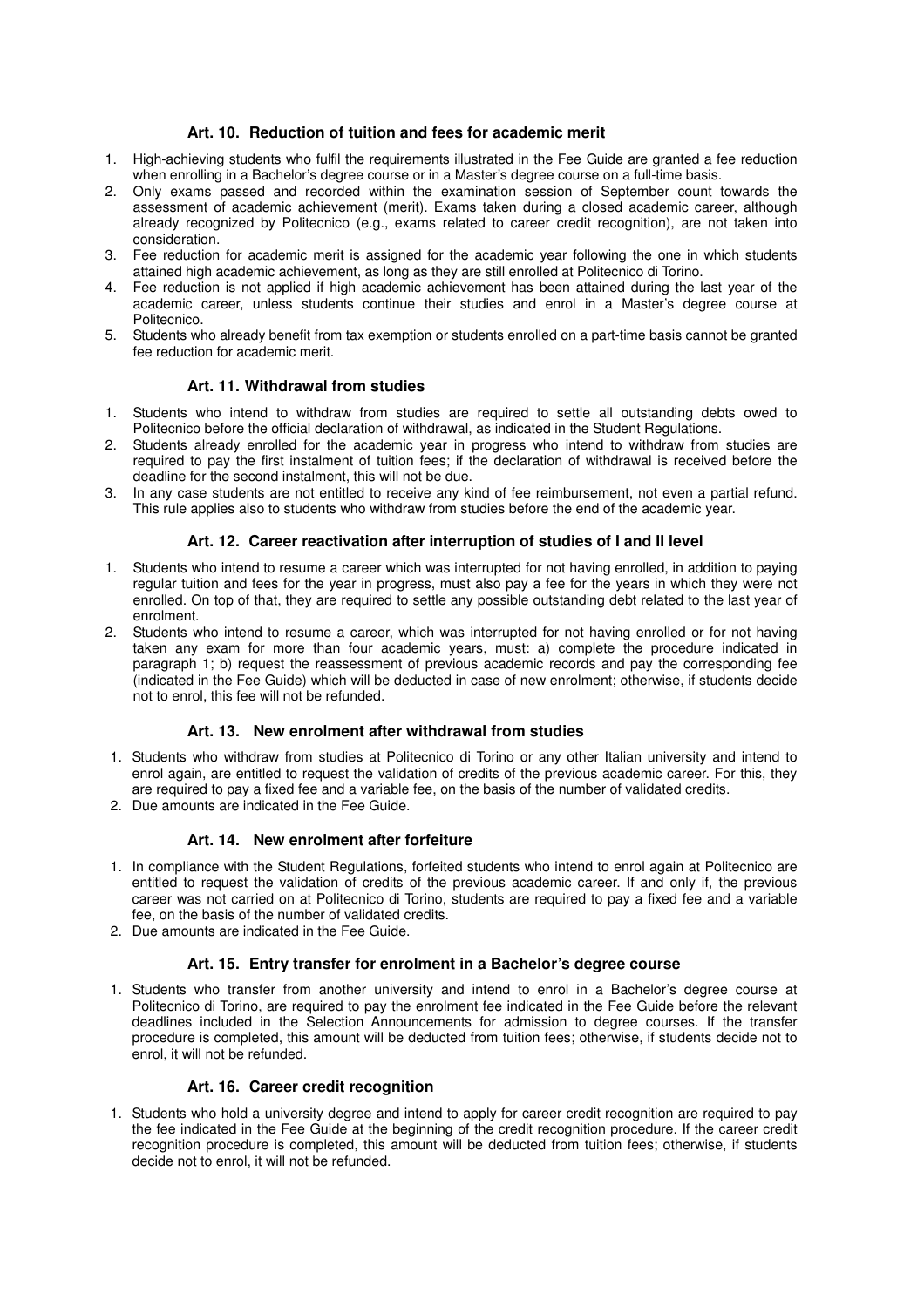### Art. 10. Reduction of tuition and fees for academic merit

1. High-achieving students who fulfil the requirements illustrated in the Fee Guide are granted a fee reduction when enrolling in a Bachelor's degree course or in a Master's degree course on a full-time basis.
2. Only exams passed and recorded within the examination session of September count towards the assessment of academic achievement (merit). Exams taken during a closed academic career, although already recognized by Politecnico (e.g., exams related to career credit recognition), are not taken into consideration.
3. Fee reduction for academic merit is assigned for the academic year following the one in which students attained high academic achievement, as long as they are still enrolled at Politecnico di Torino.
4. Fee reduction is not applied if high academic achievement has been attained during the last year of the academic career, unless students continue their studies and enrol in a Master's degree course at Politecnico.
5. Students who already benefit from tax exemption or students enrolled on a part-time basis cannot be granted fee reduction for academic merit.

### Art. 11. Withdrawal from studies

1. Students who intend to withdraw from studies are required to settle all outstanding debts owed to Politecnico before the official declaration of withdrawal, as indicated in the Student Regulations.
2. Students already enrolled for the academic year in progress who intend to withdraw from studies are required to pay the first instalment of tuition fees; if the declaration of withdrawal is received before the deadline for the second instalment, this will not be due.
3. In any case students are not entitled to receive any kind of fee reimbursement, not even a partial refund. This rule applies also to students who withdraw from studies before the end of the academic year.

### Art. 12. Career reactivation after interruption of studies of I and II level

1. Students who intend to resume a career which was interrupted for not having enrolled, in addition to paying regular tuition and fees for the year in progress, must also pay a fee for the years in which they were not enrolled. On top of that, they are required to settle any possible outstanding debt related to the last year of enrolment.
2. Students who intend to resume a career, which was interrupted for not having enrolled or for not having taken any exam for more than four academic years, must: a) complete the procedure indicated in paragraph 1; b) request the reassessment of previous academic records and pay the corresponding fee (indicated in the Fee Guide) which will be deducted in case of new enrolment; otherwise, if students decide not to enrol, this fee will not be refunded.

### Art. 13. New enrolment after withdrawal from studies

1. Students who withdraw from studies at Politecnico di Torino or any other Italian university and intend to enrol again, are entitled to request the validation of credits of the previous academic career. For this, they are required to pay a fixed fee and a variable fee, on the basis of the number of validated credits.
2. Due amounts are indicated in the Fee Guide.

### Art. 14. New enrolment after forfeiture

1. In compliance with the Student Regulations, forfeited students who intend to enrol again at Politecnico are entitled to request the validation of credits of the previous academic career. If and only if, the previous career was not carried on at Politecnico di Torino, students are required to pay a fixed fee and a variable fee, on the basis of the number of validated credits.
2. Due amounts are indicated in the Fee Guide.

### Art. 15. Entry transfer for enrolment in a Bachelor's degree course

1. Students who transfer from another university and intend to enrol in a Bachelor's degree course at Politecnico di Torino, are required to pay the enrolment fee indicated in the Fee Guide before the relevant deadlines included in the Selection Announcements for admission to degree courses. If the transfer procedure is completed, this amount will be deducted from tuition fees; otherwise, if students decide not to enrol, it will not be refunded.

### Art. 16. Career credit recognition

1. Students who hold a university degree and intend to apply for career credit recognition are required to pay the fee indicated in the Fee Guide at the beginning of the credit recognition procedure. If the career credit recognition procedure is completed, this amount will be deducted from tuition fees; otherwise, if students decide not to enrol, it will not be refunded.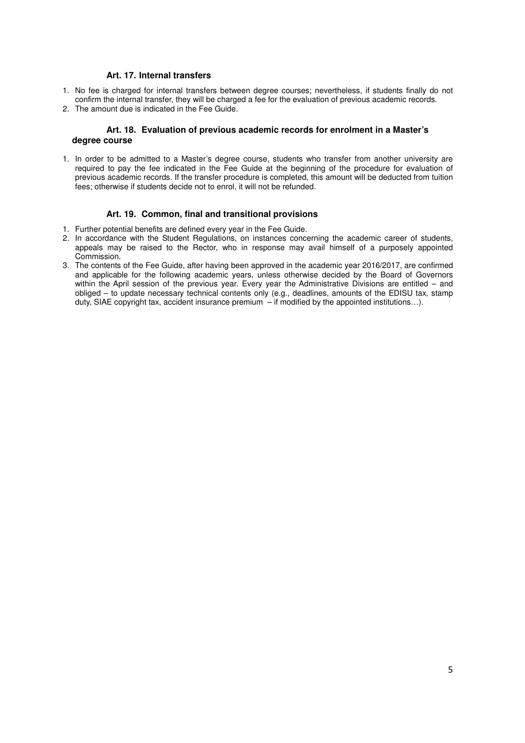### Art. 17. Internal transfers

1. No fee is charged for internal transfers between degree courses; nevertheless, if students finally do not confirm the internal transfer, they will be charged a fee for the evaluation of previous academic records.
2. The amount due is indicated in the Fee Guide.

### Art. 18. Evaluation of previous academic records for enrolment in a Master's degree course

1. In order to be admitted to a Master's degree course, students who transfer from another university are required to pay the fee indicated in the Fee Guide at the beginning of the procedure for evaluation of previous academic records. If the transfer procedure is completed, this amount will be deducted from tuition fees; otherwise if students decide not to enrol, it will not be refunded.

### Art. 19. Common, final and transitional provisions

1. Further potential benefits are defined every year in the Fee Guide.
2. In accordance with the Student Regulations, on instances concerning the academic career of students, appeals may be raised to the Rector, who in response may avail himself of a purposely appointed Commission.
3. The contents of the Fee Guide, after having been approved in the academic year 2016/2017, are confirmed and applicable for the following academic years, unless otherwise decided by the Board of Governors within the April session of the previous year. Every year the Administrative Divisions are entitled – and obliged – to update necessary technical contents only (e.g., deadlines, amounts of the EDISU tax, stamp duty, SIAE copyright tax, accident insurance premium – if modified by the appointed institutions…).